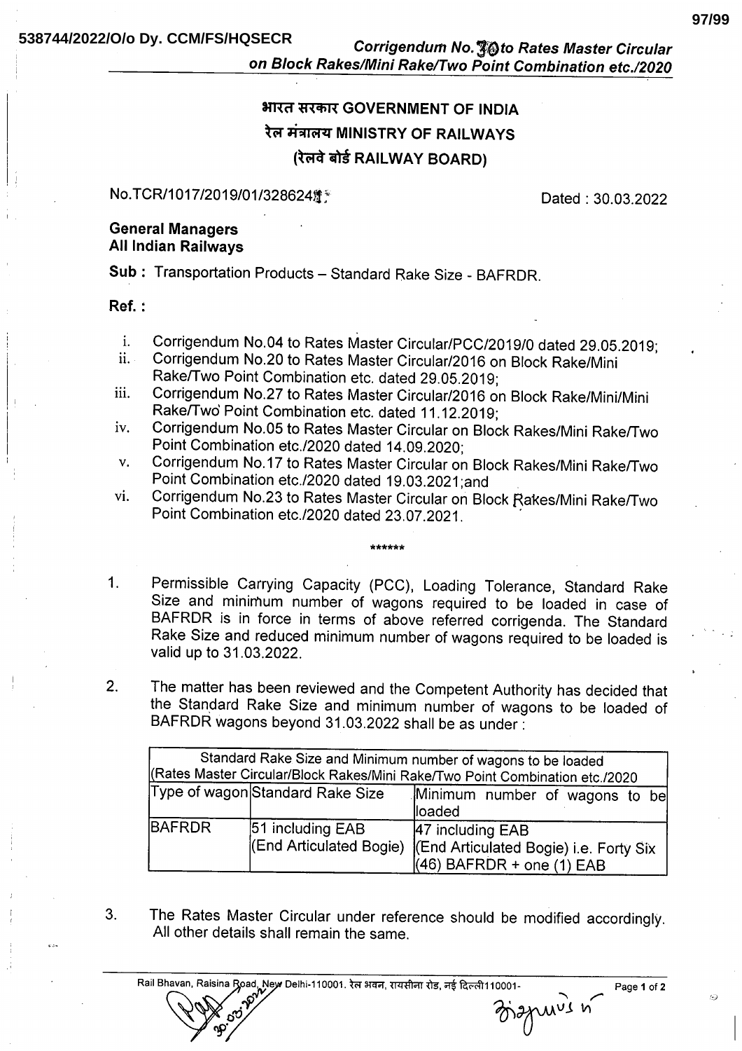538744/2022/O/o Dy. CCM/FS/HQSECR

*Corrigendum No.30 to Rates Master Circular on Block Rakes/Mini Rake/Two Point Combination etc./2020*

# भारत सरकार GOVERNMENT OF INDIA
## रेल मंत्रालय MINISTRY OF RAILWAYS
## (रेलवे बोर्ड RAILWAY BOARD)

No.TCR/1017/2019/01/328624

Dated : 30.03.2022

**General Managers**
**All Indian Railways**

**Sub :** Transportation Products – Standard Rake Size - BAFRDR.

**Ref. :**

i. Corrigendum No.04 to Rates Master Circular/PCC/2019/0 dated 29.05.2019;
ii. Corrigendum No.20 to Rates Master Circular/2016 on Block Rake/Mini Rake/Two Point Combination etc. dated 29.05.2019;
iii. Corrigendum No.27 to Rates Master Circular/2016 on Block Rake/Mini/Mini Rake/Two Point Combination etc. dated 11.12.2019;
iv. Corrigendum No.05 to Rates Master Circular on Block Rakes/Mini Rake/Two Point Combination etc./2020 dated 14.09.2020;
v. Corrigendum No.17 to Rates Master Circular on Block Rakes/Mini Rake/Two Point Combination etc./2020 dated 19.03.2021;and
vi. Corrigendum No.23 to Rates Master Circular on Block Rakes/Mini Rake/Two Point Combination etc./2020 dated 23.07.2021.

\*\*\*\*\*\*

1. Permissible Carrying Capacity (PCC), Loading Tolerance, Standard Rake Size and minimum number of wagons required to be loaded in case of BAFRDR is in force in terms of above referred corrigenda. The Standard Rake Size and reduced minimum number of wagons required to be loaded is valid up to 31.03.2022.

2. The matter has been reviewed and the Competent Authority has decided that the Standard Rake Size and minimum number of wagons to be loaded of BAFRDR wagons beyond 31.03.2022 shall be as under :

| Standard Rake Size and Minimum number of wagons to be loaded (Rates Master Circular/Block Rakes/Mini Rake/Two Point Combination etc./2020 | | |
|---|---|---|
| Type of wagon | Standard Rake Size | Minimum number of wagons to be loaded |
| BAFRDR | 51 including EAB (End Articulated Bogie) | 47 including EAB (End Articulated Bogie) i.e. Forty Six (46) BAFRDR + one (1) EAB |

3. The Rates Master Circular under reference should be modified accordingly. All other details shall remain the same.

Rail Bhavan, Raisina Road, New Delhi-110001. रेल भवन, रायसीना रोड, नई दिल्ली110001-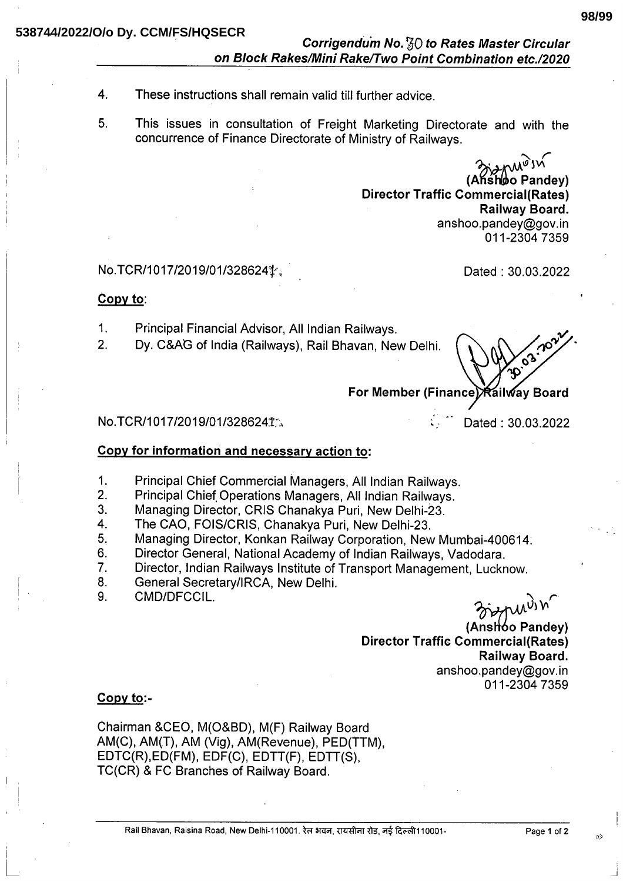538744/2022/O/o Dy. CCM/FS/HQSECR

***Corrigendum No. 30 to Rates Master Circular on Block Rakes/Mini Rake/Two Point Combination etc./2020***

4. These instructions shall remain valid till further advice.

5. This issues in consultation of Freight Marketing Directorate and with the concurrence of Finance Directorate of Ministry of Railways.

**(Anshoo Pandey)**
**Director Traffic Commercial(Rates)**
**Railway Board.**
anshoo.pandey@gov.in
011-2304 7359

No.TCR/1017/2019/01/3286241 Dated : 30.03.2022

**Copy to**:

1. Principal Financial Advisor, All Indian Railways.
2. Dy. C&AG of India (Railways), Rail Bhavan, New Delhi.

30.03.2022

**For Member (Finance) Railway Board**

No.TCR/1017/2019/01/3286241 Dated : 30.03.2022

**Copy for information and necessary action to:**

1. Principal Chief Commercial Managers, All Indian Railways.
2. Principal Chief Operations Managers, All Indian Railways.
3. Managing Director, CRIS Chanakya Puri, New Delhi-23.
4. The CAO, FOIS/CRIS, Chanakya Puri, New Delhi-23.
5. Managing Director, Konkan Railway Corporation, New Mumbai-400614.
6. Director General, National Academy of Indian Railways, Vadodara.
7. Director, Indian Railways Institute of Transport Management, Lucknow.
8. General Secretary/IRCA, New Delhi.
9. CMD/DFCCIL.

**(Anshoo Pandey)**
**Director Traffic Commercial(Rates)**
**Railway Board.**
anshoo.pandey@gov.in
011-2304 7359

**Copy to:-**

Chairman &CEO, M(O&BD), M(F) Railway Board
AM(C), AM(T), AM (Vig), AM(Revenue), PED(TTM),
EDTC(R),ED(FM), EDF(C), EDTT(F), EDTT(S),
TC(CR) & FC Branches of Railway Board.

Rail Bhavan, Raisina Road, New Delhi-110001. रेल भवन, रायसीना रोड, नई दिल्ली110001-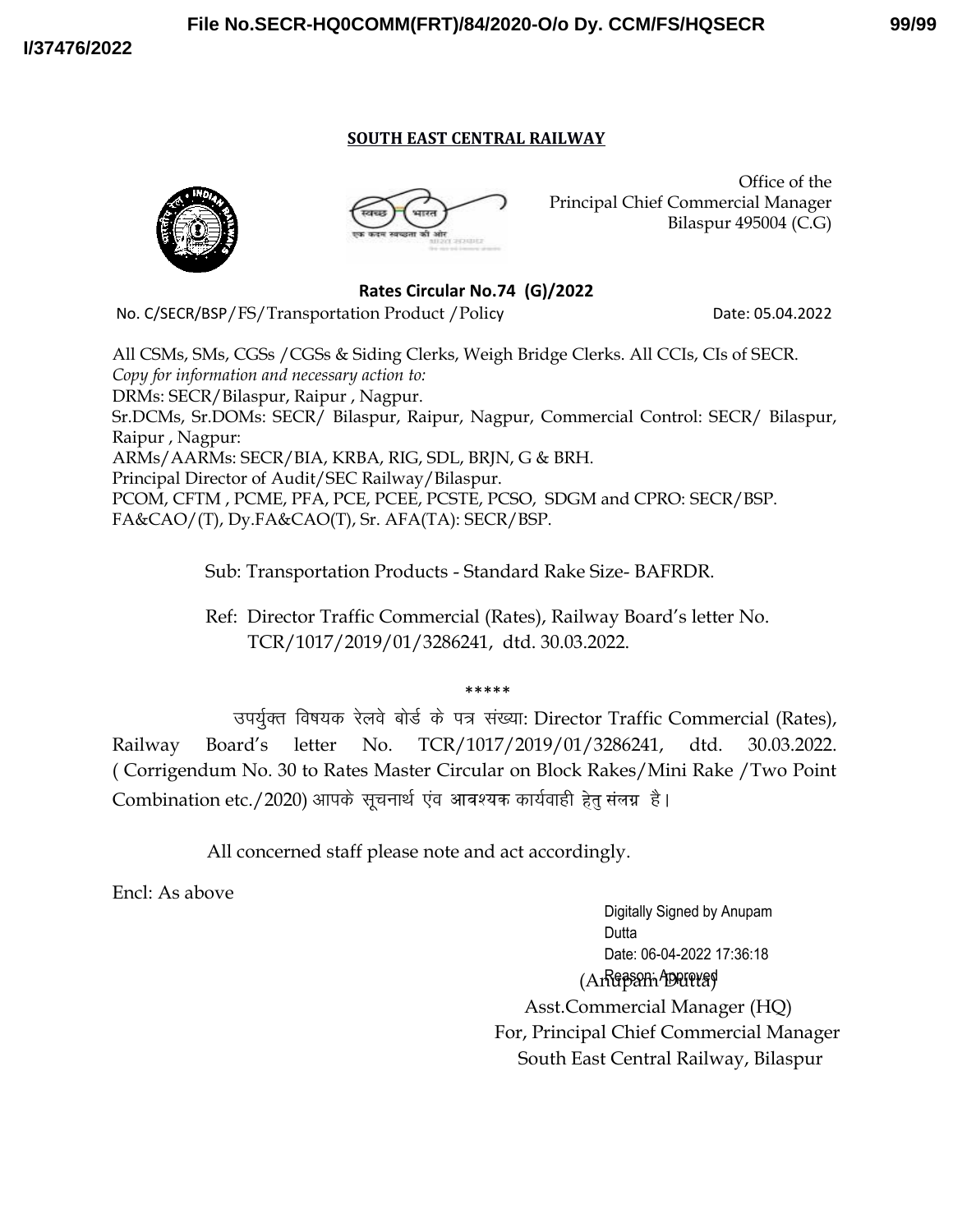## SOUTH EAST CENTRAL RAILWAY

Office of the
Principal Chief Commercial Manager
Bilaspur 495004 (C.G)

**Rates Circular No.74 (G)/2022**

No. C/SECR/BSP/FS/Transportation Product /Policy Date: 05.04.2022

All CSMs, SMs, CGSs /CGSs & Siding Clerks, Weigh Bridge Clerks. All CCIs, CIs of SECR.
*Copy for information and necessary action to:*
DRMs: SECR/Bilaspur, Raipur , Nagpur.
Sr.DCMs, Sr.DOMs: SECR/ Bilaspur, Raipur, Nagpur, Commercial Control: SECR/ Bilaspur, Raipur , Nagpur:
ARMs/AARMs: SECR/BIA, KRBA, RIG, SDL, BRJN, G & BRH.
Principal Director of Audit/SEC Railway/Bilaspur.
PCOM, CFTM , PCME, PFA, PCE, PCEE, PCSTE, PCSO, SDGM and CPRO: SECR/BSP.
FA&CAO/(T), Dy.FA&CAO(T), Sr. AFA(TA): SECR/BSP.

Sub: Transportation Products - Standard Rake Size- BAFRDR.

Ref: Director Traffic Commercial (Rates), Railway Board's letter No. TCR/1017/2019/01/3286241, dtd. 30.03.2022.

*****

उपर्युक्त विषयक रेलवे बोर्ड के पत्र संख्या: Director Traffic Commercial (Rates), Railway Board's letter No. TCR/1017/2019/01/3286241, dtd. 30.03.2022. ( Corrigendum No. 30 to Rates Master Circular on Block Rakes/Mini Rake /Two Point Combination etc./2020) आपके सूचनार्थ एंव आवश्यक कार्यवाही हेतु संलग्न है।

All concerned staff please note and act accordingly.

Encl: As above

Digitally Signed by Anupam Dutta
Date: 06-04-2022 17:36:18
Reason: Approved

(Anupam Dutta)
Asst.Commercial Manager (HQ)
For, Principal Chief Commercial Manager
South East Central Railway, Bilaspur